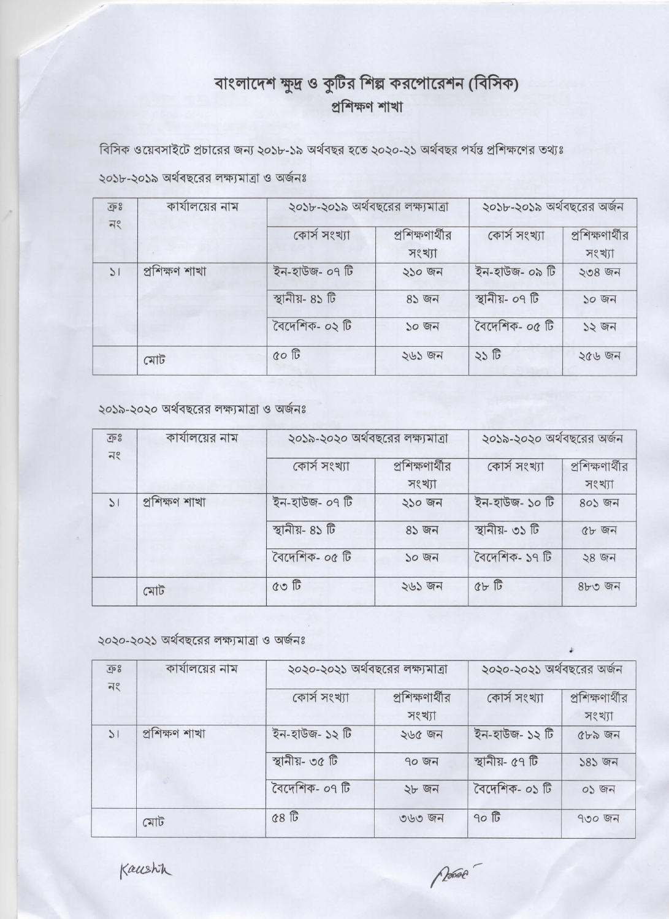# বাংলাদেশ ক্ষুদ্র ও কুটির শিল্প করপোরেশন (বিসিক)

## প্রশিক্ষণ শাখা

বিসিক ওয়েবসাইটে প্রচারের জন্য ২০১৮-১৯ অর্থবছর হতে ২০২০-২১ অর্থবছর পর্যন্ত প্রশিক্ষণের তথ্যঃ

২০১৮-২০১৯ অর্থবছরের লক্ষ্যমাত্রা ও অর্জনঃ

| ক্রঃ নং | কার্যালয়ের নাম | ২০১৮-২০১৯ অর্থবছরের লক্ষ্যমাত্রা | | ২০১৮-২০১৯ অর্থবছরের অর্জন | |
|---|---|---|---|---|---|
| | | কোর্স সংখ্যা | প্রশিক্ষণার্থীর সংখ্যা | কোর্স সংখ্যা | প্রশিক্ষণার্থীর সংখ্যা |
| ১। | প্রশিক্ষণ শাখা | ইন-হাউজ- ০৭ টি | ২১০ জন | ইন-হাউজ- ০৯ টি | ২৩৪ জন |
| | | স্থানীয়- ৪১ টি | ৪১ জন | স্থানীয়- ০৭ টি | ১০ জন |
| | | বৈদেশিক- ০২ টি | ১০ জন | বৈদেশিক- ০৫ টি | ১২ জন |
| | মোট | ৫০ টি | ২৬১ জন | ২১ টি | ২৫৬ জন |

২০১৯-২০২০ অর্থবছরের লক্ষ্যমাত্রা ও অর্জনঃ

| ক্রঃ নং | কার্যালয়ের নাম | ২০১৯-২০২০ অর্থবছরের লক্ষ্যমাত্রা | | ২০১৯-২০২০ অর্থবছরের অর্জন | |
|---|---|---|---|---|---|
| | | কোর্স সংখ্যা | প্রশিক্ষণার্থীর সংখ্যা | কোর্স সংখ্যা | প্রশিক্ষণার্থীর সংখ্যা |
| ১। | প্রশিক্ষণ শাখা | ইন-হাউজ- ০৭ টি | ২১০ জন | ইন-হাউজ- ১০ টি | ৪০১ জন |
| | | স্থানীয়- ৪১ টি | ৪১ জন | স্থানীয়- ৩১ টি | ৫৮ জন |
| | | বৈদেশিক- ০৫ টি | ১০ জন | বৈদেশিক- ১৭ টি | ২৪ জন |
| | মোট | ৫৩ টি | ২৬১ জন | ৫৮ টি | ৪৮৩ জন |

২০২০-২০২১ অর্থবছরের লক্ষ্যমাত্রা ও অর্জনঃ

| ক্রঃ নং | কার্যালয়ের নাম | ২০২০-২০২১ অর্থবছরের লক্ষ্যমাত্রা | | ২০২০-২০২১ অর্থবছরের অর্জন | |
|---|---|---|---|---|---|
| | | কোর্স সংখ্যা | প্রশিক্ষণার্থীর সংখ্যা | কোর্স সংখ্যা | প্রশিক্ষণার্থীর সংখ্যা |
| ১। | প্রশিক্ষণ শাখা | ইন-হাউজ- ১২ টি | ২৬৫ জন | ইন-হাউজ- ১২ টি | ৫৮৯ জন |
| | | স্থানীয়- ৩৫ টি | ৭০ জন | স্থানীয়- ৫৭ টি | ১৪১ জন |
| | | বৈদেশিক- ০৭ টি | ২৮ জন | বৈদেশিক- ০১ টি | ০১ জন |
| | মোট | ৫৪ টি | ৩৬৩ জন | ৭০ টি | ৭৩০ জন |

Kaushik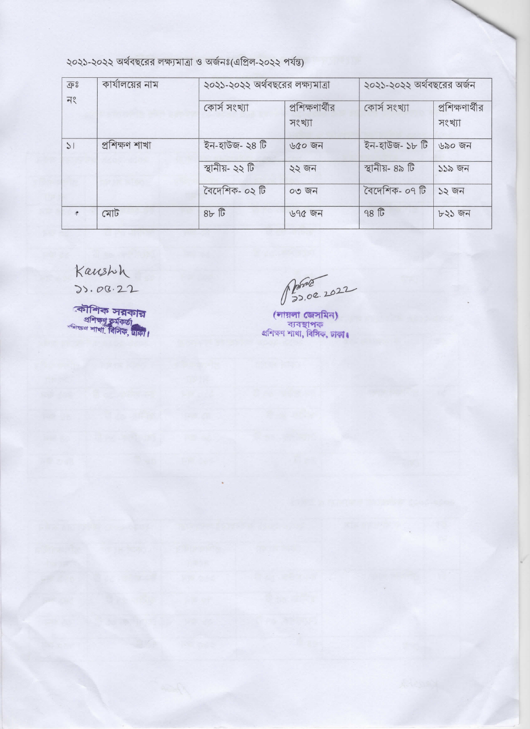২০২১-২০২২ অর্থবছরের লক্ষ্যমাত্রা ও অর্জনঃ(এপ্রিল-২০২২ পর্যন্ত)

| ক্রঃ নং | কার্যালয়ের নাম | ২০২১-২০২২ অর্থবছরের লক্ষ্যমাত্রা | | ২০২১-২০২২ অর্থবছরের অর্জন | |
|---|---|---|---|---|---|
| | | কোর্স সংখ্যা | প্রশিক্ষণার্থীর সংখ্যা | কোর্স সংখ্যা | প্রশিক্ষণার্থীর সংখ্যা |
| ১। | প্রশিক্ষণ শাখা | ইন-হাউজ- ২৪ টি | ৬৫০ জন | ইন-হাউজ- ১৮ টি | ৬৯০ জন |
| | | স্থানীয়- ২২ টি | ২২ জন | স্থানীয়- ৪৯ টি | ১১৯ জন |
| | | বৈদেশিক- ০২ টি | ০৩ জন | বৈদেশিক- ০৭ টি | ১২ জন |
| | মোট | ৪৮ টি | ৬৭৫ জন | ৭৪ টি | ৮২১ জন |

Kaushik
১১.০৫.২২

কৌশিক সরকার
প্রশিক্ষণ কর্মকর্তা
প্রশিক্ষণ শাখা, বিসিক, ঢাকা।

১১.০৫.২০২২

(লায়লা জেসমিন)
ব্যবস্থাপক
প্রশিক্ষণ শাখা, বিসিক, ঢাকা।